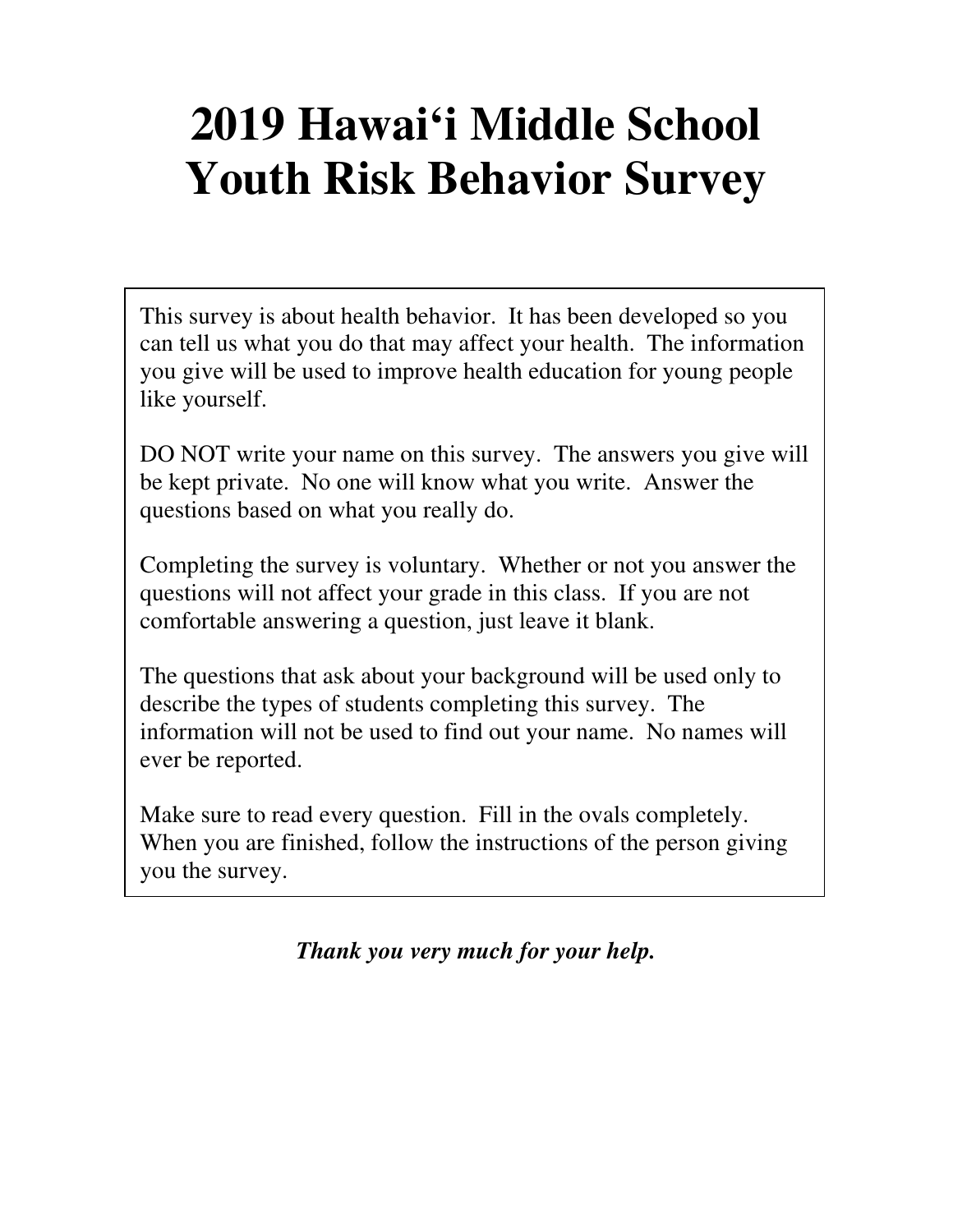# 2019 Hawai‘i Middle School Youth Risk Behavior Survey

This survey is about health behavior. It has been developed so you can tell us what you do that may affect your health. The information you give will be used to improve health education for young people like yourself.

DO NOT write your name on this survey. The answers you give will be kept private. No one will know what you write. Answer the questions based on what you really do.

Completing the survey is voluntary. Whether or not you answer the questions will not affect your grade in this class. If you are not comfortable answering a question, just leave it blank.

The questions that ask about your background will be used only to describe the types of students completing this survey. The information will not be used to find out your name. No names will ever be reported.

Make sure to read every question. Fill in the ovals completely. When you are finished, follow the instructions of the person giving you the survey.

***Thank you very much for your help.***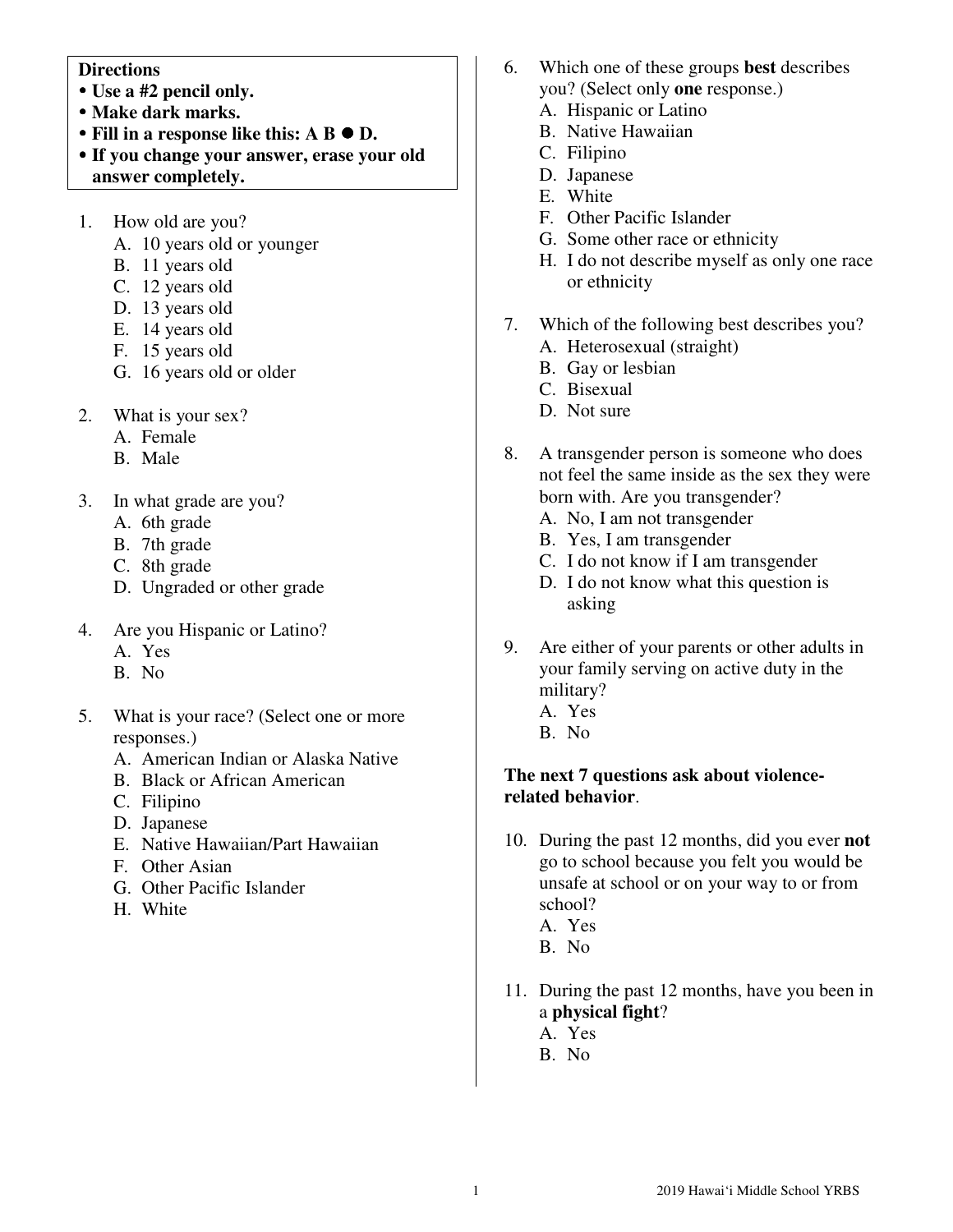**Directions**

- **Use a #2 pencil only.**
- **Make dark marks.**
- **Fill in a response like this: A B ● D.**
- **If you change your answer, erase your old answer completely.**

1. How old are you?
   A. 10 years old or younger
   B. 11 years old
   C. 12 years old
   D. 13 years old
   E. 14 years old
   F. 15 years old
   G. 16 years old or older

2. What is your sex?
   A. Female
   B. Male

3. In what grade are you?
   A. 6th grade
   B. 7th grade
   C. 8th grade
   D. Ungraded or other grade

4. Are you Hispanic or Latino?
   A. Yes
   B. No

5. What is your race? (Select one or more responses.)
   A. American Indian or Alaska Native
   B. Black or African American
   C. Filipino
   D. Japanese
   E. Native Hawaiian/Part Hawaiian
   F. Other Asian
   G. Other Pacific Islander
   H. White

6. Which one of these groups **best** describes you? (Select only **one** response.)
   A. Hispanic or Latino
   B. Native Hawaiian
   C. Filipino
   D. Japanese
   E. White
   F. Other Pacific Islander
   G. Some other race or ethnicity
   H. I do not describe myself as only one race or ethnicity

7. Which of the following best describes you?
   A. Heterosexual (straight)
   B. Gay or lesbian
   C. Bisexual
   D. Not sure

8. A transgender person is someone who does not feel the same inside as the sex they were born with. Are you transgender?
   A. No, I am not transgender
   B. Yes, I am transgender
   C. I do not know if I am transgender
   D. I do not know what this question is asking

9. Are either of your parents or other adults in your family serving on active duty in the military?
   A. Yes
   B. No

**The next 7 questions ask about violence-related behavior**.

10. During the past 12 months, did you ever **not** go to school because you felt you would be unsafe at school or on your way to or from school?
    A. Yes
    B. No

11. During the past 12 months, have you been in a **physical fight**?
    A. Yes
    B. No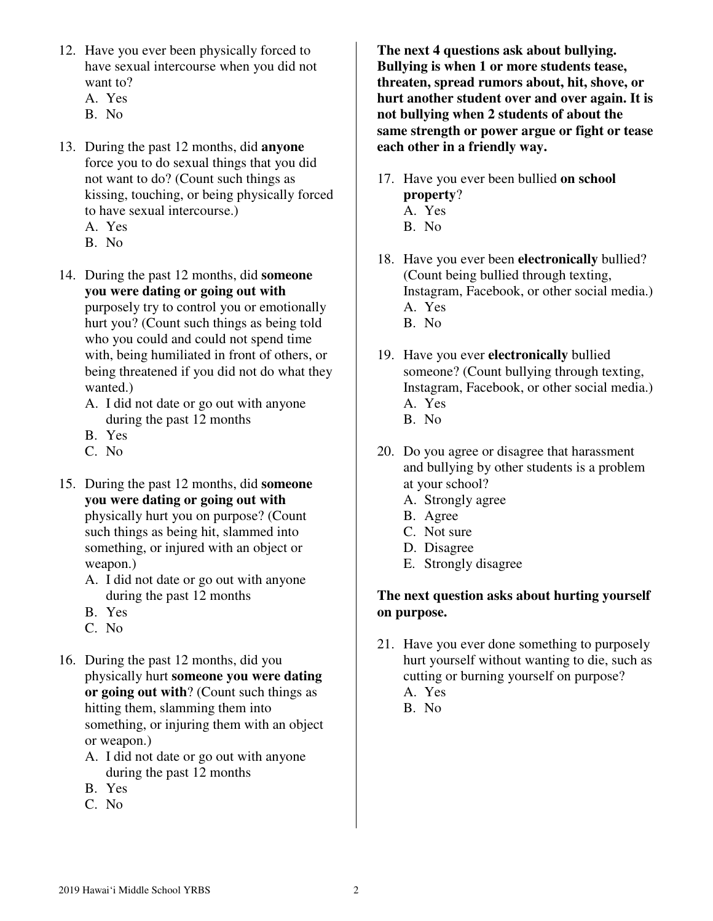12. Have you ever been physically forced to have sexual intercourse when you did not want to?
    A. Yes
    B. No

13. During the past 12 months, did **anyone** force you to do sexual things that you did not want to do? (Count such things as kissing, touching, or being physically forced to have sexual intercourse.)
    A. Yes
    B. No

14. During the past 12 months, did **someone you were dating or going out with** purposely try to control you or emotionally hurt you? (Count such things as being told who you could and could not spend time with, being humiliated in front of others, or being threatened if you did not do what they wanted.)
    A. I did not date or go out with anyone during the past 12 months
    B. Yes
    C. No

15. During the past 12 months, did **someone you were dating or going out with** physically hurt you on purpose? (Count such things as being hit, slammed into something, or injured with an object or weapon.)
    A. I did not date or go out with anyone during the past 12 months
    B. Yes
    C. No

16. During the past 12 months, did you physically hurt **someone you were dating or going out with**? (Count such things as hitting them, slamming them into something, or injuring them with an object or weapon.)
    A. I did not date or go out with anyone during the past 12 months
    B. Yes
    C. No

**The next 4 questions ask about bullying. Bullying is when 1 or more students tease, threaten, spread rumors about, hit, shove, or hurt another student over and over again. It is not bullying when 2 students of about the same strength or power argue or fight or tease each other in a friendly way.**

17. Have you ever been bullied **on school property**?
    A. Yes
    B. No

18. Have you ever been **electronically** bullied? (Count being bullied through texting, Instagram, Facebook, or other social media.)
    A. Yes
    B. No

19. Have you ever **electronically** bullied someone? (Count bullying through texting, Instagram, Facebook, or other social media.)
    A. Yes
    B. No

20. Do you agree or disagree that harassment and bullying by other students is a problem at your school?
    A. Strongly agree
    B. Agree
    C. Not sure
    D. Disagree
    E. Strongly disagree

**The next question asks about hurting yourself on purpose.**

21. Have you ever done something to purposely hurt yourself without wanting to die, such as cutting or burning yourself on purpose?
    A. Yes
    B. No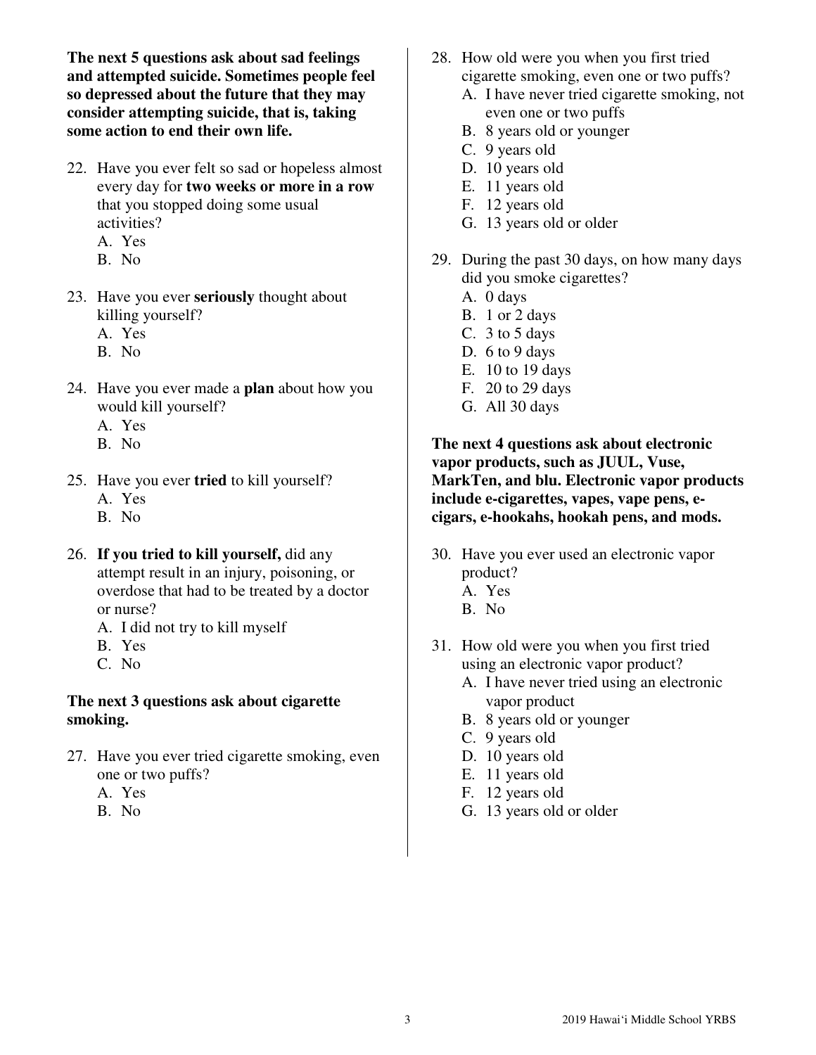**The next 5 questions ask about sad feelings and attempted suicide. Sometimes people feel so depressed about the future that they may consider attempting suicide, that is, taking some action to end their own life.**

22. Have you ever felt so sad or hopeless almost every day for **two weeks or more in a row** that you stopped doing some usual activities?
    - A. Yes
    - B. No

23. Have you ever **seriously** thought about killing yourself?
    - A. Yes
    - B. No

24. Have you ever made a **plan** about how you would kill yourself?
    - A. Yes
    - B. No

25. Have you ever **tried** to kill yourself?
    - A. Yes
    - B. No

26. **If you tried to kill yourself,** did any attempt result in an injury, poisoning, or overdose that had to be treated by a doctor or nurse?
    - A. I did not try to kill myself
    - B. Yes
    - C. No

**The next 3 questions ask about cigarette smoking.**

27. Have you ever tried cigarette smoking, even one or two puffs?
    - A. Yes
    - B. No

28. How old were you when you first tried cigarette smoking, even one or two puffs?
    - A. I have never tried cigarette smoking, not even one or two puffs
    - B. 8 years old or younger
    - C. 9 years old
    - D. 10 years old
    - E. 11 years old
    - F. 12 years old
    - G. 13 years old or older

29. During the past 30 days, on how many days did you smoke cigarettes?
    - A. 0 days
    - B. 1 or 2 days
    - C. 3 to 5 days
    - D. 6 to 9 days
    - E. 10 to 19 days
    - F. 20 to 29 days
    - G. All 30 days

**The next 4 questions ask about electronic vapor products, such as JUUL, Vuse, MarkTen, and blu. Electronic vapor products include e-cigarettes, vapes, vape pens, e-cigars, e-hookahs, hookah pens, and mods.**

30. Have you ever used an electronic vapor product?
    - A. Yes
    - B. No

31. How old were you when you first tried using an electronic vapor product?
    - A. I have never tried using an electronic vapor product
    - B. 8 years old or younger
    - C. 9 years old
    - D. 10 years old
    - E. 11 years old
    - F. 12 years old
    - G. 13 years old or older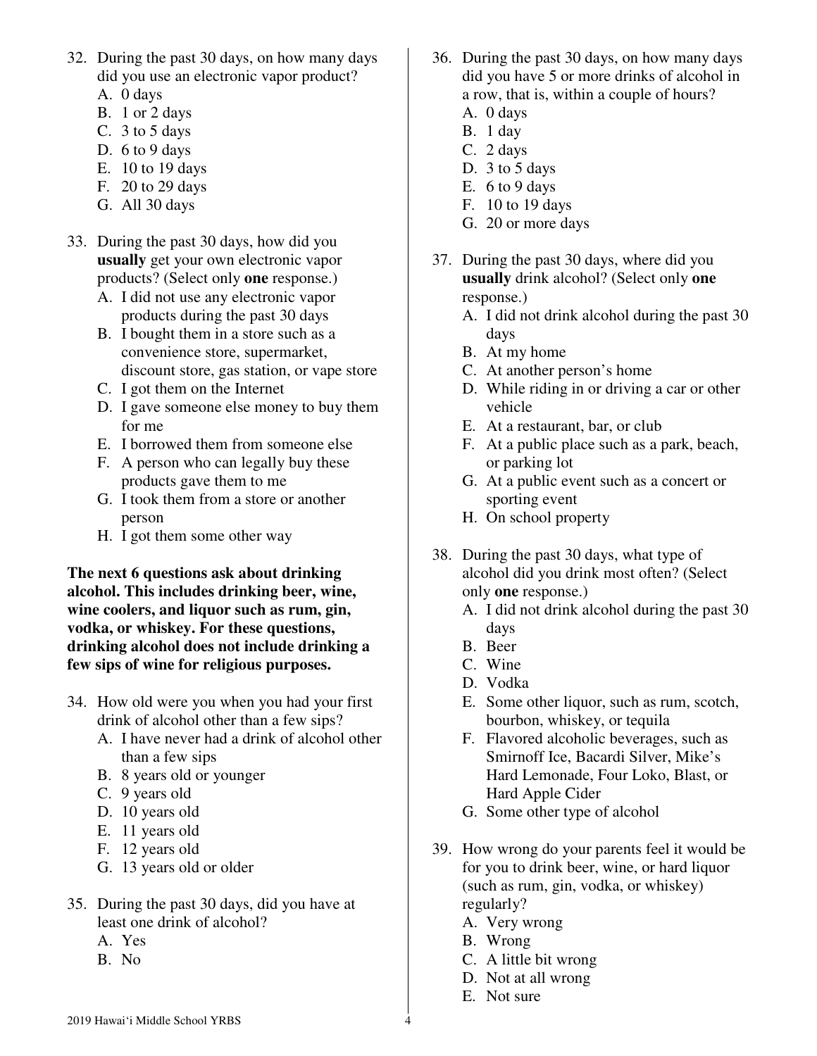32. During the past 30 days, on how many days did you use an electronic vapor product?
    A. 0 days
    B. 1 or 2 days
    C. 3 to 5 days
    D. 6 to 9 days
    E. 10 to 19 days
    F. 20 to 29 days
    G. All 30 days

33. During the past 30 days, how did you **usually** get your own electronic vapor products? (Select only **one** response.)
    A. I did not use any electronic vapor products during the past 30 days
    B. I bought them in a store such as a convenience store, supermarket, discount store, gas station, or vape store
    C. I got them on the Internet
    D. I gave someone else money to buy them for me
    E. I borrowed them from someone else
    F. A person who can legally buy these products gave them to me
    G. I took them from a store or another person
    H. I got them some other way

**The next 6 questions ask about drinking alcohol. This includes drinking beer, wine, wine coolers, and liquor such as rum, gin, vodka, or whiskey. For these questions, drinking alcohol does not include drinking a few sips of wine for religious purposes.**

34. How old were you when you had your first drink of alcohol other than a few sips?
    A. I have never had a drink of alcohol other than a few sips
    B. 8 years old or younger
    C. 9 years old
    D. 10 years old
    E. 11 years old
    F. 12 years old
    G. 13 years old or older

35. During the past 30 days, did you have at least one drink of alcohol?
    A. Yes
    B. No

36. During the past 30 days, on how many days did you have 5 or more drinks of alcohol in a row, that is, within a couple of hours?
    A. 0 days
    B. 1 day
    C. 2 days
    D. 3 to 5 days
    E. 6 to 9 days
    F. 10 to 19 days
    G. 20 or more days

37. During the past 30 days, where did you **usually** drink alcohol? (Select only **one** response.)
    A. I did not drink alcohol during the past 30 days
    B. At my home
    C. At another person's home
    D. While riding in or driving a car or other vehicle
    E. At a restaurant, bar, or club
    F. At a public place such as a park, beach, or parking lot
    G. At a public event such as a concert or sporting event
    H. On school property

38. During the past 30 days, what type of alcohol did you drink most often? (Select only **one** response.)
    A. I did not drink alcohol during the past 30 days
    B. Beer
    C. Wine
    D. Vodka
    E. Some other liquor, such as rum, scotch, bourbon, whiskey, or tequila
    F. Flavored alcoholic beverages, such as Smirnoff Ice, Bacardi Silver, Mike's Hard Lemonade, Four Loko, Blast, or Hard Apple Cider
    G. Some other type of alcohol

39. How wrong do your parents feel it would be for you to drink beer, wine, or hard liquor (such as rum, gin, vodka, or whiskey) regularly?
    A. Very wrong
    B. Wrong
    C. A little bit wrong
    D. Not at all wrong
    E. Not sure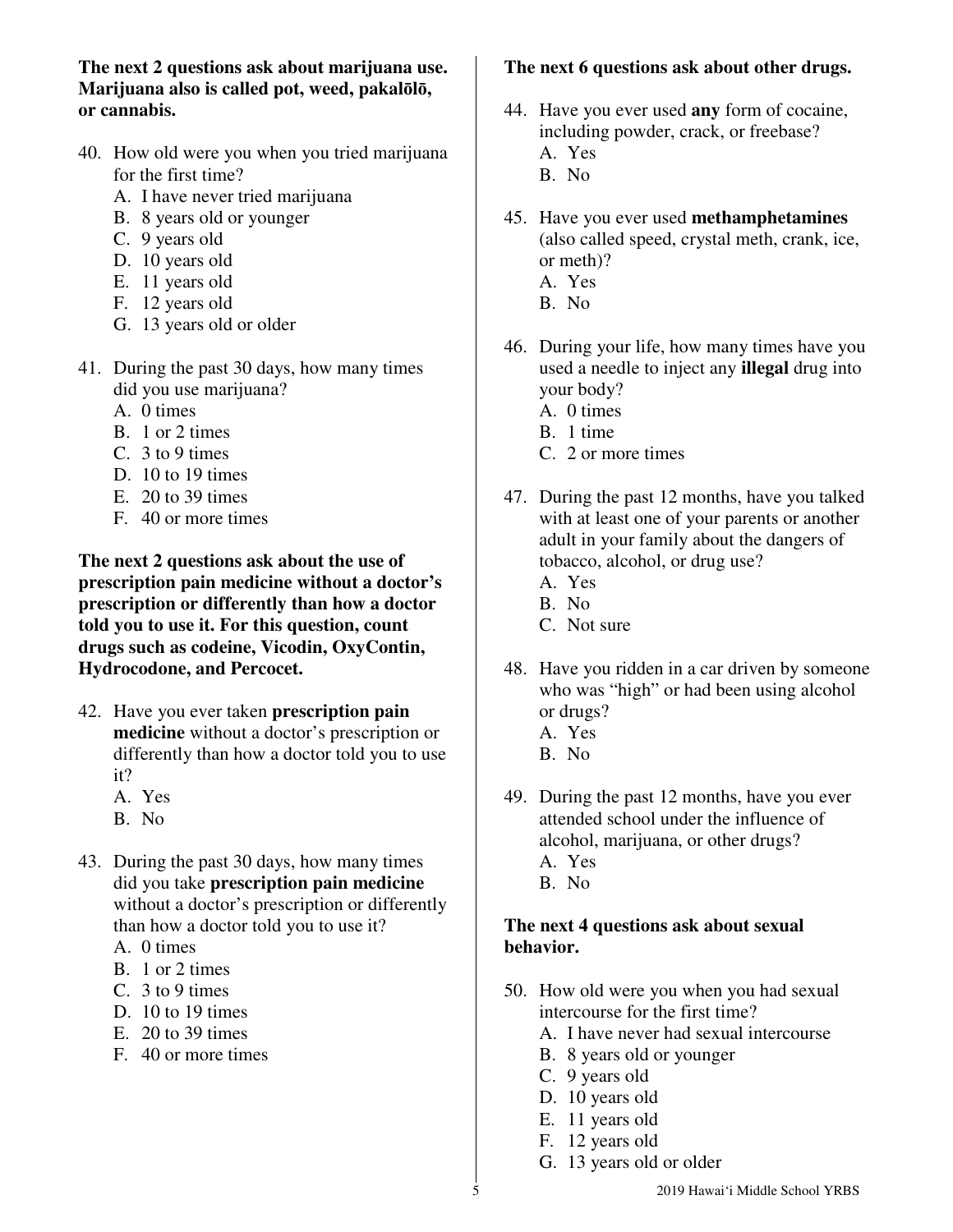**The next 2 questions ask about marijuana use. Marijuana also is called pot, weed, pakalōlō, or cannabis.**

40. How old were you when you tried marijuana for the first time?
    A. I have never tried marijuana
    B. 8 years old or younger
    C. 9 years old
    D. 10 years old
    E. 11 years old
    F. 12 years old
    G. 13 years old or older

41. During the past 30 days, how many times did you use marijuana?
    A. 0 times
    B. 1 or 2 times
    C. 3 to 9 times
    D. 10 to 19 times
    E. 20 to 39 times
    F. 40 or more times

**The next 2 questions ask about the use of prescription pain medicine without a doctor's prescription or differently than how a doctor told you to use it. For this question, count drugs such as codeine, Vicodin, OxyContin, Hydrocodone, and Percocet.**

42. Have you ever taken **prescription pain medicine** without a doctor's prescription or differently than how a doctor told you to use it?
    A. Yes
    B. No

43. During the past 30 days, how many times did you take **prescription pain medicine** without a doctor's prescription or differently than how a doctor told you to use it?
    A. 0 times
    B. 1 or 2 times
    C. 3 to 9 times
    D. 10 to 19 times
    E. 20 to 39 times
    F. 40 or more times

**The next 6 questions ask about other drugs.**

44. Have you ever used **any** form of cocaine, including powder, crack, or freebase?
    A. Yes
    B. No

45. Have you ever used **methamphetamines** (also called speed, crystal meth, crank, ice, or meth)?
    A. Yes
    B. No

46. During your life, how many times have you used a needle to inject any **illegal** drug into your body?
    A. 0 times
    B. 1 time
    C. 2 or more times

47. During the past 12 months, have you talked with at least one of your parents or another adult in your family about the dangers of tobacco, alcohol, or drug use?
    A. Yes
    B. No
    C. Not sure

48. Have you ridden in a car driven by someone who was "high" or had been using alcohol or drugs?
    A. Yes
    B. No

49. During the past 12 months, have you ever attended school under the influence of alcohol, marijuana, or other drugs?
    A. Yes
    B. No

**The next 4 questions ask about sexual behavior.**

50. How old were you when you had sexual intercourse for the first time?
    A. I have never had sexual intercourse
    B. 8 years old or younger
    C. 9 years old
    D. 10 years old
    E. 11 years old
    F. 12 years old
    G. 13 years old or older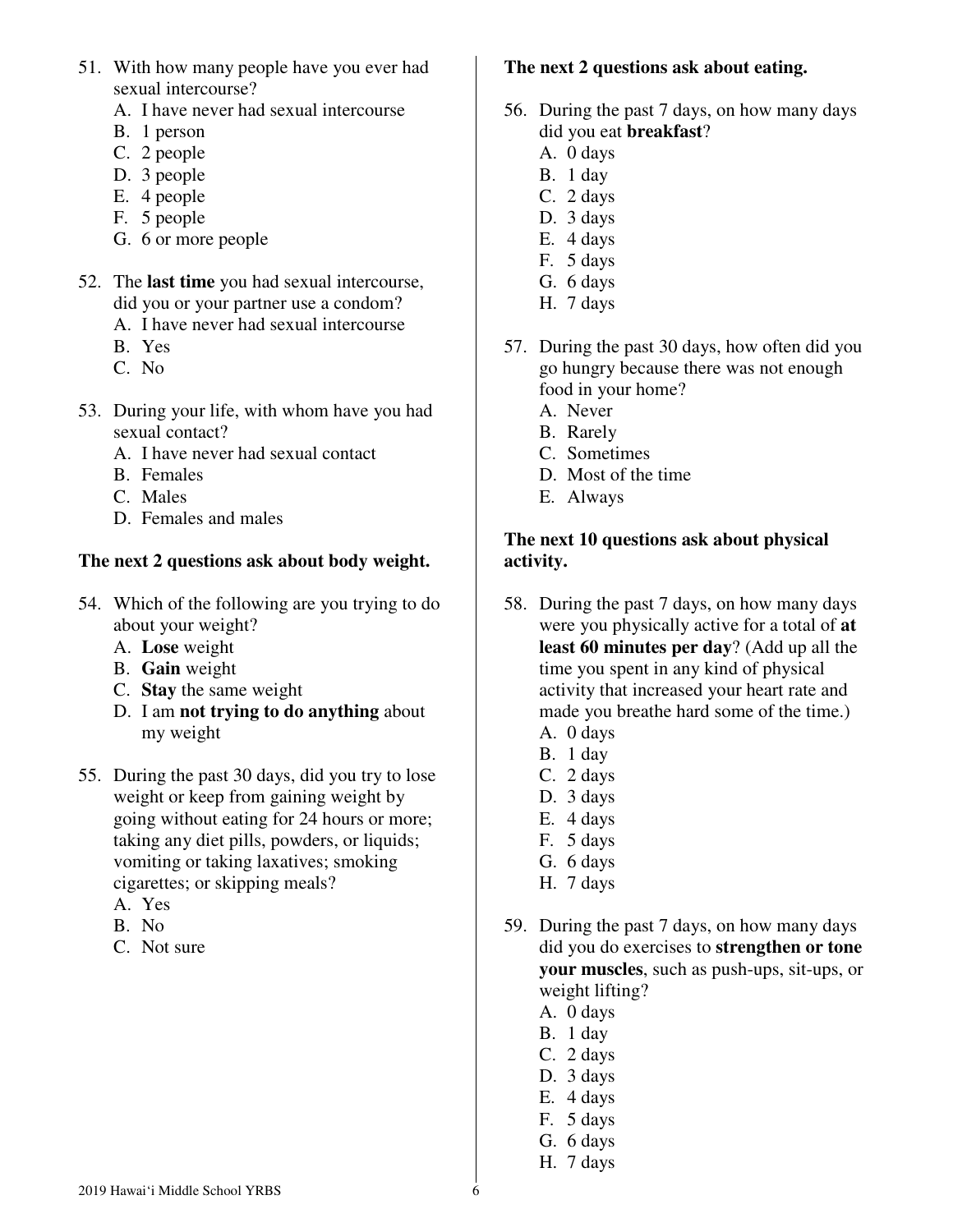51. With how many people have you ever had sexual intercourse?
   - A. I have never had sexual intercourse
   - B. 1 person
   - C. 2 people
   - D. 3 people
   - E. 4 people
   - F. 5 people
   - G. 6 or more people

52. The **last time** you had sexual intercourse, did you or your partner use a condom?
   - A. I have never had sexual intercourse
   - B. Yes
   - C. No

53. During your life, with whom have you had sexual contact?
   - A. I have never had sexual contact
   - B. Females
   - C. Males
   - D. Females and males

**The next 2 questions ask about body weight.**

54. Which of the following are you trying to do about your weight?
   - A. **Lose** weight
   - B. **Gain** weight
   - C. **Stay** the same weight
   - D. I am **not trying to do anything** about my weight

55. During the past 30 days, did you try to lose weight or keep from gaining weight by going without eating for 24 hours or more; taking any diet pills, powders, or liquids; vomiting or taking laxatives; smoking cigarettes; or skipping meals?
   - A. Yes
   - B. No
   - C. Not sure

**The next 2 questions ask about eating.**

56. During the past 7 days, on how many days did you eat **breakfast**?
   - A. 0 days
   - B. 1 day
   - C. 2 days
   - D. 3 days
   - E. 4 days
   - F. 5 days
   - G. 6 days
   - H. 7 days

57. During the past 30 days, how often did you go hungry because there was not enough food in your home?
   - A. Never
   - B. Rarely
   - C. Sometimes
   - D. Most of the time
   - E. Always

**The next 10 questions ask about physical activity.**

58. During the past 7 days, on how many days were you physically active for a total of **at least 60 minutes per day**? (Add up all the time you spent in any kind of physical activity that increased your heart rate and made you breathe hard some of the time.)
   - A. 0 days
   - B. 1 day
   - C. 2 days
   - D. 3 days
   - E. 4 days
   - F. 5 days
   - G. 6 days
   - H. 7 days

59. During the past 7 days, on how many days did you do exercises to **strengthen or tone your muscles**, such as push-ups, sit-ups, or weight lifting?
   - A. 0 days
   - B. 1 day
   - C. 2 days
   - D. 3 days
   - E. 4 days
   - F. 5 days
   - G. 6 days
   - H. 7 days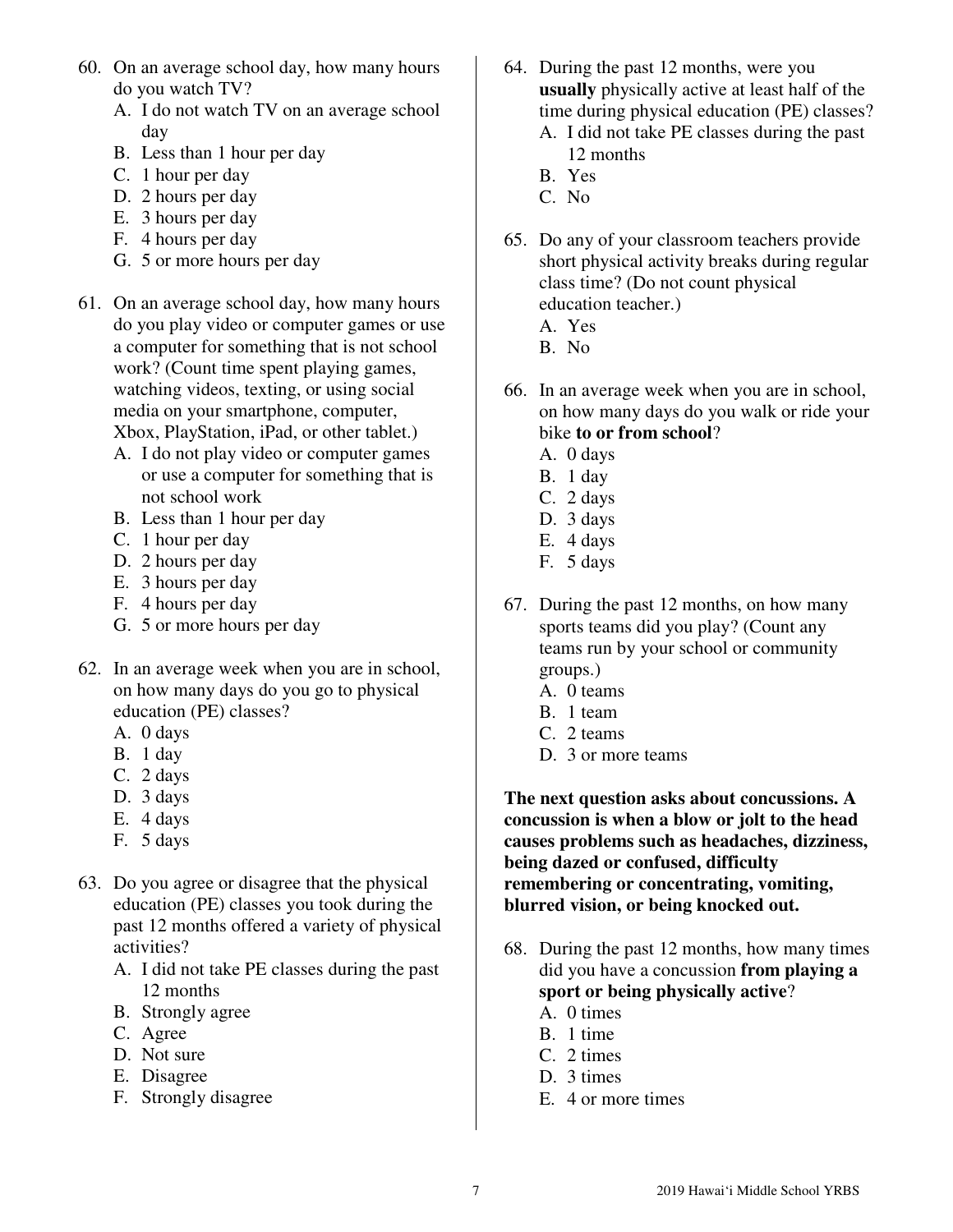60. On an average school day, how many hours do you watch TV?
    A. I do not watch TV on an average school day
    B. Less than 1 hour per day
    C. 1 hour per day
    D. 2 hours per day
    E. 3 hours per day
    F. 4 hours per day
    G. 5 or more hours per day

61. On an average school day, how many hours do you play video or computer games or use a computer for something that is not school work? (Count time spent playing games, watching videos, texting, or using social media on your smartphone, computer, Xbox, PlayStation, iPad, or other tablet.)
    A. I do not play video or computer games or use a computer for something that is not school work
    B. Less than 1 hour per day
    C. 1 hour per day
    D. 2 hours per day
    E. 3 hours per day
    F. 4 hours per day
    G. 5 or more hours per day

62. In an average week when you are in school, on how many days do you go to physical education (PE) classes?
    A. 0 days
    B. 1 day
    C. 2 days
    D. 3 days
    E. 4 days
    F. 5 days

63. Do you agree or disagree that the physical education (PE) classes you took during the past 12 months offered a variety of physical activities?
    A. I did not take PE classes during the past 12 months
    B. Strongly agree
    C. Agree
    D. Not sure
    E. Disagree
    F. Strongly disagree

64. During the past 12 months, were you **usually** physically active at least half of the time during physical education (PE) classes?
    A. I did not take PE classes during the past 12 months
    B. Yes
    C. No

65. Do any of your classroom teachers provide short physical activity breaks during regular class time? (Do not count physical education teacher.)
    A. Yes
    B. No

66. In an average week when you are in school, on how many days do you walk or ride your bike **to or from school**?
    A. 0 days
    B. 1 day
    C. 2 days
    D. 3 days
    E. 4 days
    F. 5 days

67. During the past 12 months, on how many sports teams did you play? (Count any teams run by your school or community groups.)
    A. 0 teams
    B. 1 team
    C. 2 teams
    D. 3 or more teams

**The next question asks about concussions. A concussion is when a blow or jolt to the head causes problems such as headaches, dizziness, being dazed or confused, difficulty remembering or concentrating, vomiting, blurred vision, or being knocked out.**

68. During the past 12 months, how many times did you have a concussion **from playing a sport or being physically active**?
    A. 0 times
    B. 1 time
    C. 2 times
    D. 3 times
    E. 4 or more times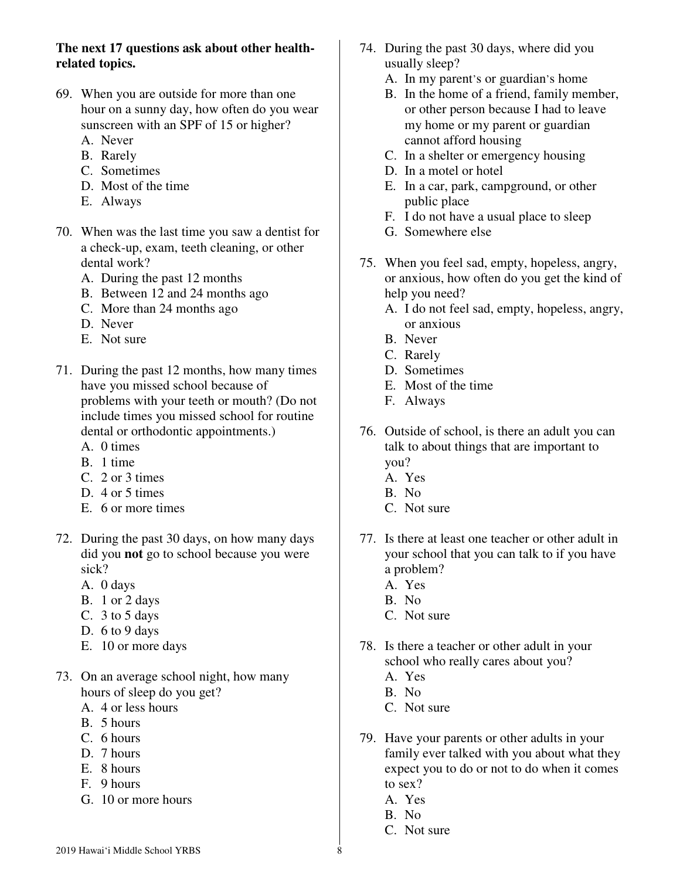**The next 17 questions ask about other health-related topics.**

69. When you are outside for more than one hour on a sunny day, how often do you wear sunscreen with an SPF of 15 or higher?
    A. Never
    B. Rarely
    C. Sometimes
    D. Most of the time
    E. Always

70. When was the last time you saw a dentist for a check-up, exam, teeth cleaning, or other dental work?
    A. During the past 12 months
    B. Between 12 and 24 months ago
    C. More than 24 months ago
    D. Never
    E. Not sure

71. During the past 12 months, how many times have you missed school because of problems with your teeth or mouth? (Do not include times you missed school for routine dental or orthodontic appointments.)
    A. 0 times
    B. 1 time
    C. 2 or 3 times
    D. 4 or 5 times
    E. 6 or more times

72. During the past 30 days, on how many days did you **not** go to school because you were sick?
    A. 0 days
    B. 1 or 2 days
    C. 3 to 5 days
    D. 6 to 9 days
    E. 10 or more days

73. On an average school night, how many hours of sleep do you get?
    A. 4 or less hours
    B. 5 hours
    C. 6 hours
    D. 7 hours
    E. 8 hours
    F. 9 hours
    G. 10 or more hours

74. During the past 30 days, where did you usually sleep?
    A. In my parent's or guardian's home
    B. In the home of a friend, family member, or other person because I had to leave my home or my parent or guardian cannot afford housing
    C. In a shelter or emergency housing
    D. In a motel or hotel
    E. In a car, park, campground, or other public place
    F. I do not have a usual place to sleep
    G. Somewhere else

75. When you feel sad, empty, hopeless, angry, or anxious, how often do you get the kind of help you need?
    A. I do not feel sad, empty, hopeless, angry, or anxious
    B. Never
    C. Rarely
    D. Sometimes
    E. Most of the time
    F. Always

76. Outside of school, is there an adult you can talk to about things that are important to you?
    A. Yes
    B. No
    C. Not sure

77. Is there at least one teacher or other adult in your school that you can talk to if you have a problem?
    A. Yes
    B. No
    C. Not sure

78. Is there a teacher or other adult in your school who really cares about you?
    A. Yes
    B. No
    C. Not sure

79. Have your parents or other adults in your family ever talked with you about what they expect you to do or not to do when it comes to sex?
    A. Yes
    B. No
    C. Not sure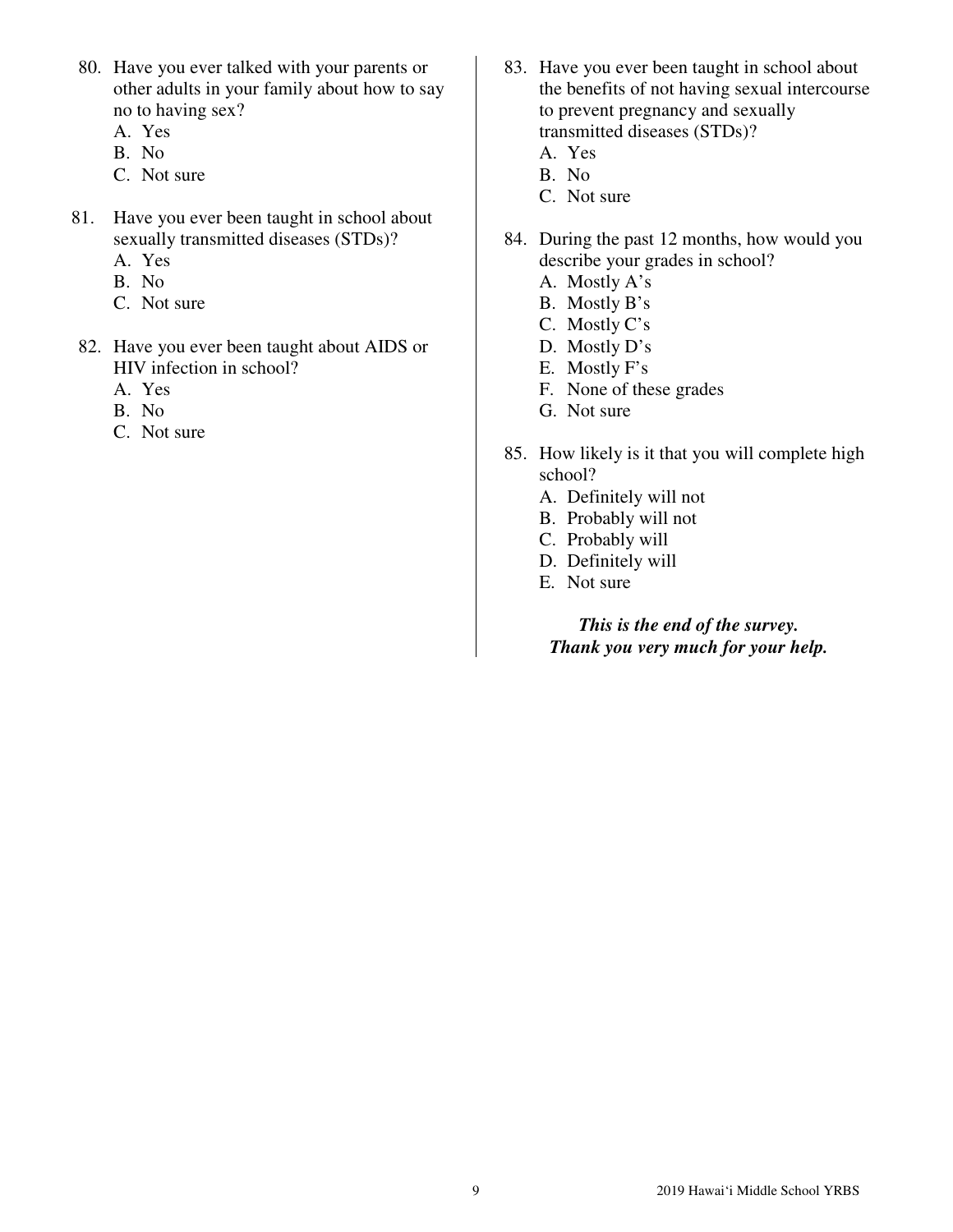80. Have you ever talked with your parents or other adults in your family about how to say no to having sex?
    A. Yes
    B. No
    C. Not sure

81. Have you ever been taught in school about sexually transmitted diseases (STDs)?
    A. Yes
    B. No
    C. Not sure

82. Have you ever been taught about AIDS or HIV infection in school?
    A. Yes
    B. No
    C. Not sure

83. Have you ever been taught in school about the benefits of not having sexual intercourse to prevent pregnancy and sexually transmitted diseases (STDs)?
    A. Yes
    B. No
    C. Not sure

84. During the past 12 months, how would you describe your grades in school?
    A. Mostly A's
    B. Mostly B's
    C. Mostly C's
    D. Mostly D's
    E. Mostly F's
    F. None of these grades
    G. Not sure

85. How likely is it that you will complete high school?
    A. Definitely will not
    B. Probably will not
    C. Probably will
    D. Definitely will
    E. Not sure

***This is the end of the survey.***
***Thank you very much for your help.***